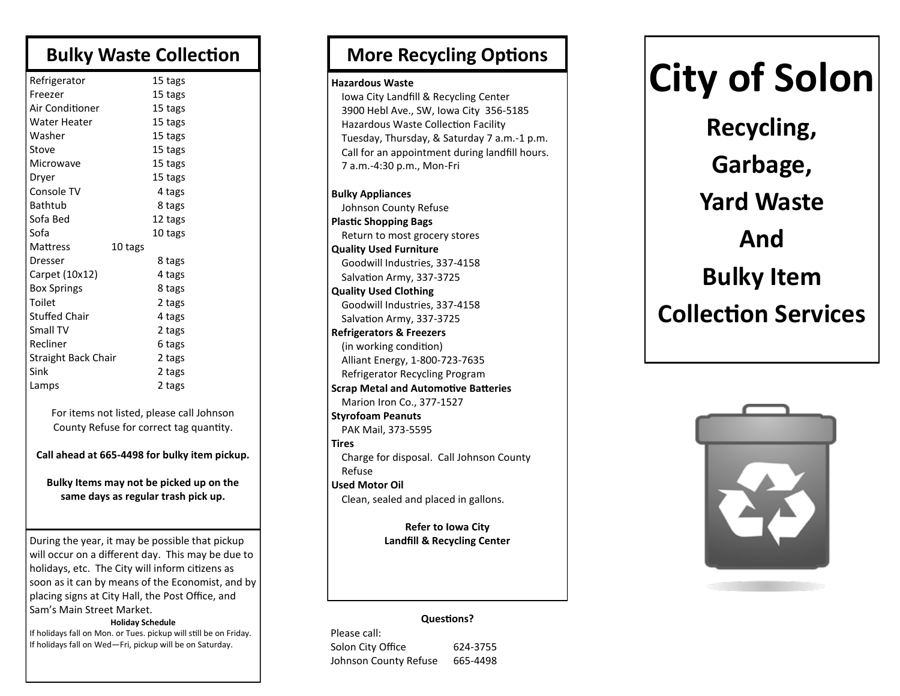## Bulky Waste Collection

| Item | Tags |
|---|---|
| Refrigerator | 15 tags |
| Freezer | 15 tags |
| Air Conditioner | 15 tags |
| Water Heater | 15 tags |
| Washer | 15 tags |
| Stove | 15 tags |
| Microwave | 15 tags |
| Dryer | 15 tags |
| Console TV | 4 tags |
| Bathtub | 8 tags |
| Sofa Bed | 12 tags |
| Sofa | 10 tags |
| Mattress | 10 tags |
| Dresser | 8 tags |
| Carpet (10x12) | 4 tags |
| Box Springs | 8 tags |
| Toilet | 2 tags |
| Stuffed Chair | 4 tags |
| Small TV | 2 tags |
| Recliner | 6 tags |
| Straight Back Chair | 2 tags |
| Sink | 2 tags |
| Lamps | 2 tags |

For items not listed, please call Johnson County Refuse for correct tag quantity.

**Call ahead at 665-4498 for bulky item pickup.**

**Bulky Items may not be picked up on the same days as regular trash pick up.**

During the year, it may be possible that pickup will occur on a different day. This may be due to holidays, etc. The City will inform citizens as soon as it can by means of the Economist, and by placing signs at City Hall, the Post Office, and Sam's Main Street Market.

**Holiday Schedule**

If holidays fall on Mon. or Tues. pickup will still be on Friday.
If holidays fall on Wed—Fri, pickup will be on Saturday.

## More Recycling Options

**Hazardous Waste**
Iowa City Landfill & Recycling Center
3900 Hebl Ave., SW, Iowa City 356-5185
Hazardous Waste Collection Facility
Tuesday, Thursday, & Saturday 7 a.m.-1 p.m.
Call for an appointment during landfill hours.
7 a.m.-4:30 p.m., Mon-Fri

**Bulky Appliances**
Johnson County Refuse

**Plastic Shopping Bags**
Return to most grocery stores

**Quality Used Furniture**
Goodwill Industries, 337-4158
Salvation Army, 337-3725

**Quality Used Clothing**
Goodwill Industries, 337-4158
Salvation Army, 337-3725

**Refrigerators & Freezers**
(in working condition)
Alliant Energy, 1-800-723-7635
Refrigerator Recycling Program

**Scrap Metal and Automotive Batteries**
Marion Iron Co., 377-1527

**Styrofoam Peanuts**
PAK Mail, 373-5595

**Tires**
Charge for disposal. Call Johnson County Refuse

**Used Motor Oil**
Clean, sealed and placed in gallons.

**Refer to Iowa City Landfill & Recycling Center**

**Questions?**

Please call:
Solon City Office 624-3755
Johnson County Refuse 665-4498

# City of Solon

## Recycling, Garbage, Yard Waste And Bulky Item Collection Services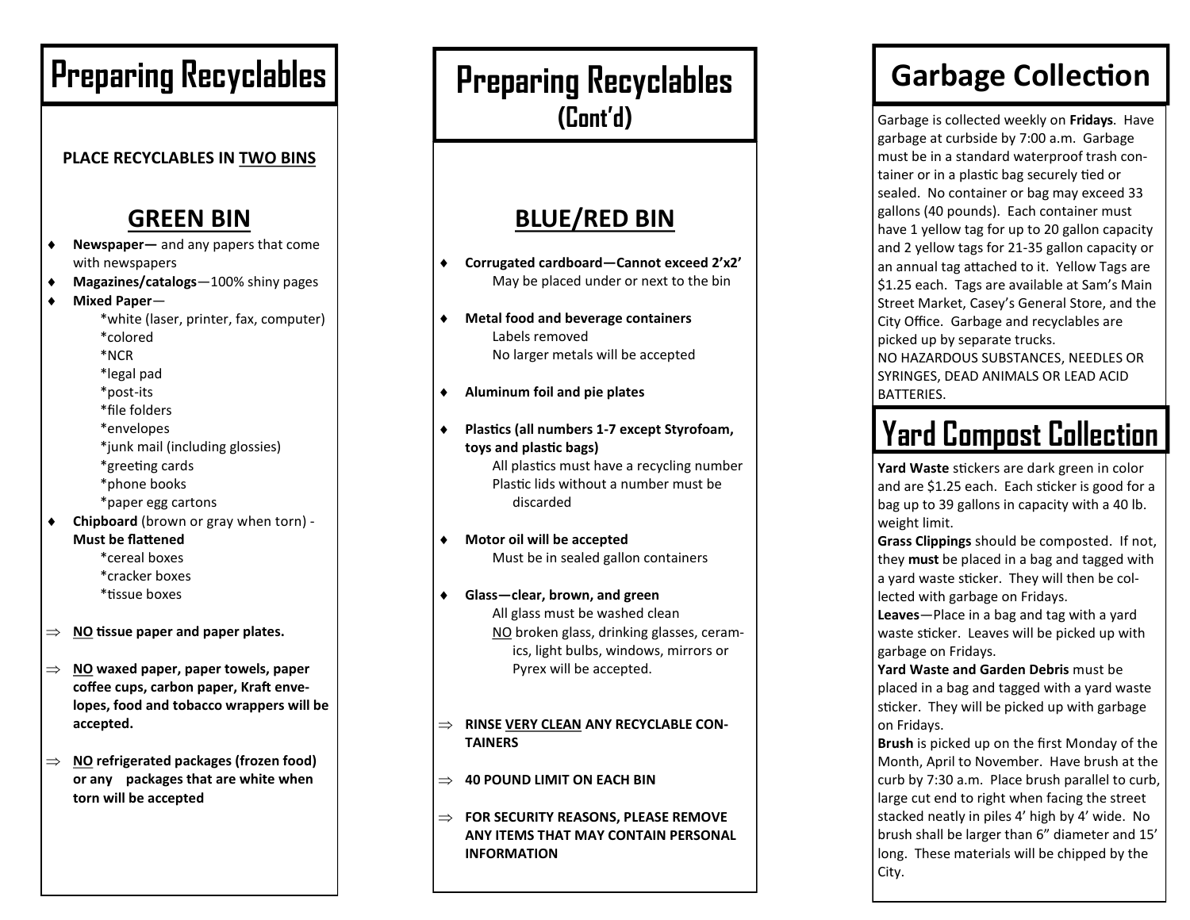# Preparing Recyclables

**PLACE RECYCLABLES IN TWO BINS**

## GREEN BIN

- **Newspaper—** and any papers that come with newspapers
- **Magazines/catalogs**—100% shiny pages
- **Mixed Paper**—
  - *white (laser, printer, fax, computer)
  - *colored
  - *NCR
  - *legal pad
  - *post-its
  - *file folders
  - *envelopes
  - *junk mail (including glossies)
  - *greeting cards
  - *phone books
  - *paper egg cartons
- **Chipboard** (brown or gray when torn) - **Must be flattened**
  - *cereal boxes
  - *cracker boxes
  - *tissue boxes

⇒ **NO tissue paper and paper plates.**

⇒ **NO waxed paper, paper towels, paper coffee cups, carbon paper, Kraft envelopes, food and tobacco wrappers will be accepted.**

⇒ **NO refrigerated packages (frozen food) or any packages that are white when torn will be accepted**

# Preparing Recyclables (Cont'd)

## BLUE/RED BIN

- **Corrugated cardboard—Cannot exceed 2'x2'**
  May be placed under or next to the bin
- **Metal food and beverage containers**
  Labels removed
  No larger metals will be accepted
- **Aluminum foil and pie plates**
- **Plastics (all numbers 1-7 except Styrofoam, toys and plastic bags)**
  All plastics must have a recycling number
  Plastic lids without a number must be discarded
- **Motor oil will be accepted**
  Must be in sealed gallon containers
- **Glass—clear, brown, and green**
  All glass must be washed clean
  NO broken glass, drinking glasses, ceramics, light bulbs, windows, mirrors or Pyrex will be accepted.

⇒ **RINSE VERY CLEAN ANY RECYCLABLE CONTAINERS**

⇒ **40 POUND LIMIT ON EACH BIN**

⇒ **FOR SECURITY REASONS, PLEASE REMOVE ANY ITEMS THAT MAY CONTAIN PERSONAL INFORMATION**

# Garbage Collection

Garbage is collected weekly on **Fridays**. Have garbage at curbside by 7:00 a.m. Garbage must be in a standard waterproof trash container or in a plastic bag securely tied or sealed. No container or bag may exceed 33 gallons (40 pounds). Each container must have 1 yellow tag for up to 20 gallon capacity and 2 yellow tags for 21-35 gallon capacity or an annual tag attached to it. Yellow Tags are $1.25 each. Tags are available at Sam's Main Street Market, Casey's General Store, and the City Office. Garbage and recyclables are picked up by separate trucks.
NO HAZARDOUS SUBSTANCES, NEEDLES OR SYRINGES, DEAD ANIMALS OR LEAD ACID BATTERIES.

# Yard Compost Collection

**Yard Waste** stickers are dark green in color and are $1.25 each. Each sticker is good for a bag up to 39 gallons in capacity with a 40 lb. weight limit.
**Grass Clippings** should be composted. If not, they **must** be placed in a bag and tagged with a yard waste sticker. They will then be collected with garbage on Fridays.
**Leaves**—Place in a bag and tag with a yard waste sticker. Leaves will be picked up with garbage on Fridays.
**Yard Waste and Garden Debris** must be placed in a bag and tagged with a yard waste sticker. They will be picked up with garbage on Fridays.
**Brush** is picked up on the first Monday of the Month, April to November. Have brush at the curb by 7:30 a.m. Place brush parallel to curb, large cut end to right when facing the street stacked neatly in piles 4' high by 4' wide. No brush shall be larger than 6" diameter and 15' long. These materials will be chipped by the City.